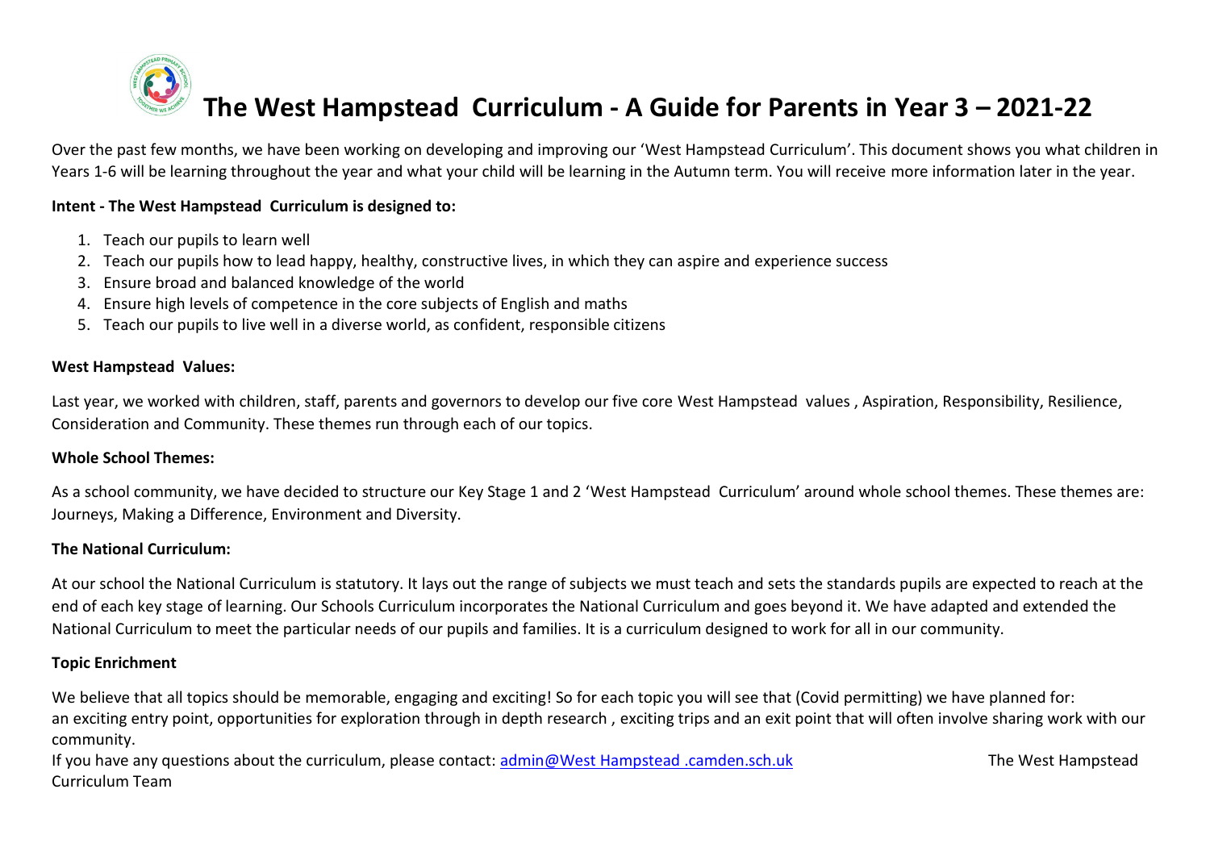# The West Hampstead  Curriculum - A Guide for Parents in Year 3 – 2021-22

Over the past few months, we have been working on developing and improving our 'West Hampstead Curriculum'. This document shows you what children in Years 1-6 will be learning throughout the year and what your child will be learning in the Autumn term. You will receive more information later in the year.

**Intent - The West Hampstead  Curriculum is designed to:**

1. Teach our pupils to learn well
2. Teach our pupils how to lead happy, healthy, constructive lives, in which they can aspire and experience success
3. Ensure broad and balanced knowledge of the world
4. Ensure high levels of competence in the core subjects of English and maths
5. Teach our pupils to live well in a diverse world, as confident, responsible citizens

**West Hampstead  Values:**

Last year, we worked with children, staff, parents and governors to develop our five core West Hampstead  values , Aspiration, Responsibility, Resilience, Consideration and Community. These themes run through each of our topics.

**Whole School Themes:**

As a school community, we have decided to structure our Key Stage 1 and 2 'West Hampstead  Curriculum' around whole school themes. These themes are: Journeys, Making a Difference, Environment and Diversity.

**The National Curriculum:**

At our school the National Curriculum is statutory. It lays out the range of subjects we must teach and sets the standards pupils are expected to reach at the end of each key stage of learning. Our Schools Curriculum incorporates the National Curriculum and goes beyond it. We have adapted and extended the National Curriculum to meet the particular needs of our pupils and families. It is a curriculum designed to work for all in our community.

**Topic Enrichment**

We believe that all topics should be memorable, engaging and exciting! So for each topic you will see that (Covid permitting) we have planned for: an exciting entry point, opportunities for exploration through in depth research , exciting trips and an exit point that will often involve sharing work with our community.

If you have any questions about the curriculum, please contact: admin@West Hampstead .camden.sch.uk

The West Hampstead Curriculum Team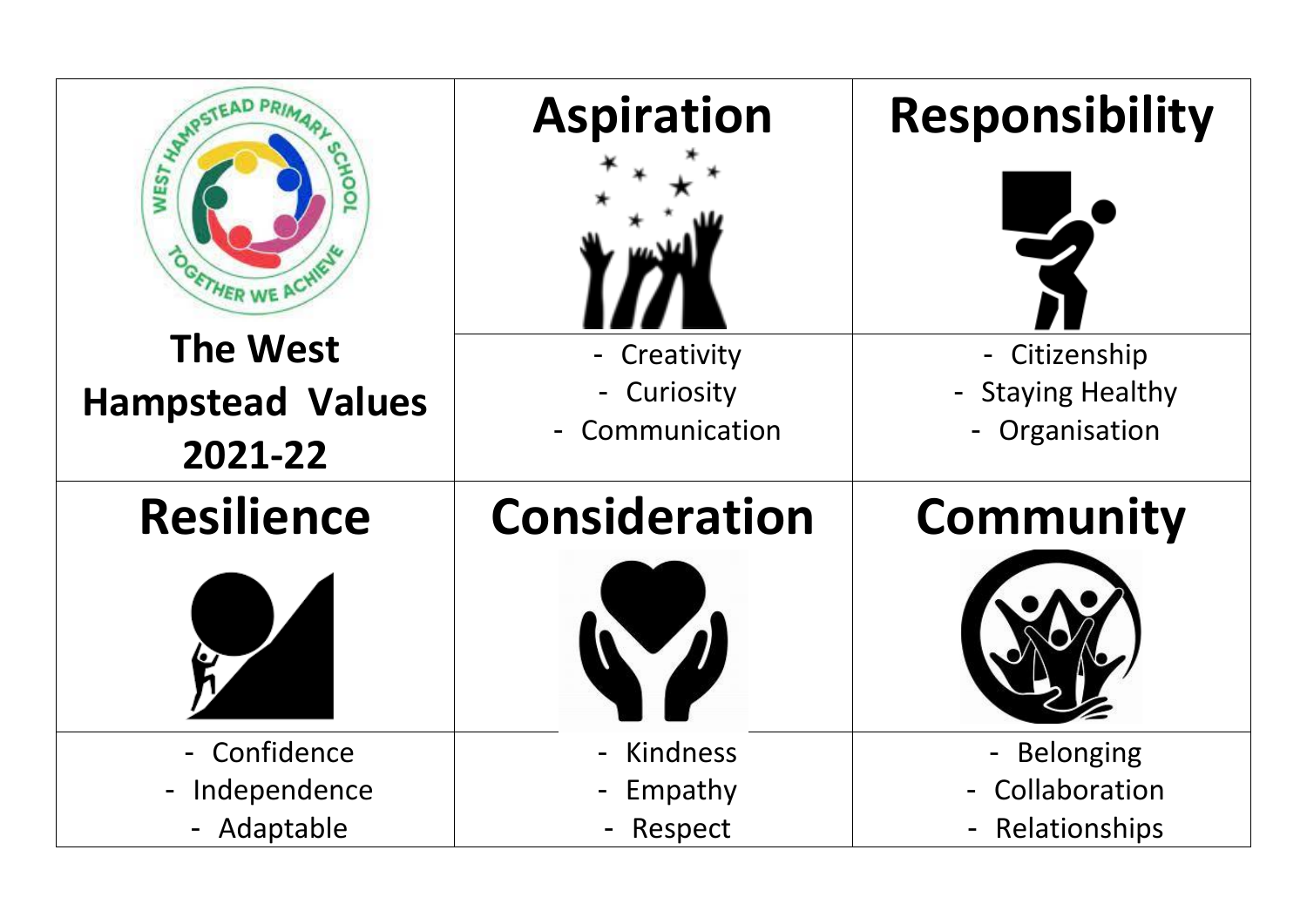| The West Hampstead Values 2021-22 | Aspiration | Responsibility |
| --- | --- | --- |
| | - Creativity<br>- Curiosity<br>- Communication | - Citizenship<br>- Staying Healthy<br>- Organisation |
| **Resilience** | **Consideration** | **Community** |
| - Confidence<br>- Independence<br>- Adaptable | - Kindness<br>- Empathy<br>- Respect | - Belonging<br>- Collaboration<br>- Relationships |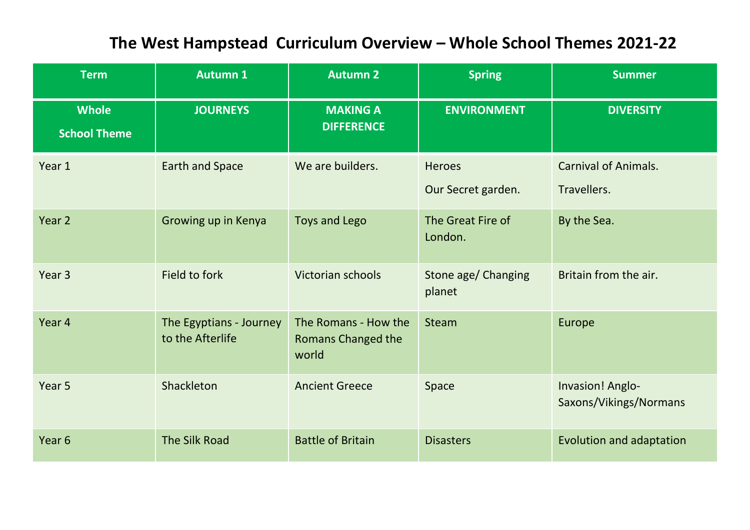# The West Hampstead  Curriculum Overview – Whole School Themes 2021-22

| Term | Autumn 1 | Autumn 2 | Spring | Summer |
|---|---|---|---|---|
| **Whole School Theme** | **JOURNEYS** | **MAKING A DIFFERENCE** | **ENVIRONMENT** | **DIVERSITY** |
| Year 1 | Earth and Space | We are builders. | Heroes<br>Our Secret garden. | Carnival of Animals.<br>Travellers. |
| Year 2 | Growing up in Kenya | Toys and Lego | The Great Fire of London. | By the Sea. |
| Year 3 | Field to fork | Victorian schools | Stone age/ Changing planet | Britain from the air. |
| Year 4 | The Egyptians - Journey to the Afterlife | The Romans - How the Romans Changed the world | Steam | Europe |
| Year 5 | Shackleton | Ancient Greece | Space | Invasion! Anglo-Saxons/Vikings/Normans |
| Year 6 | The Silk Road | Battle of Britain | Disasters | Evolution and adaptation |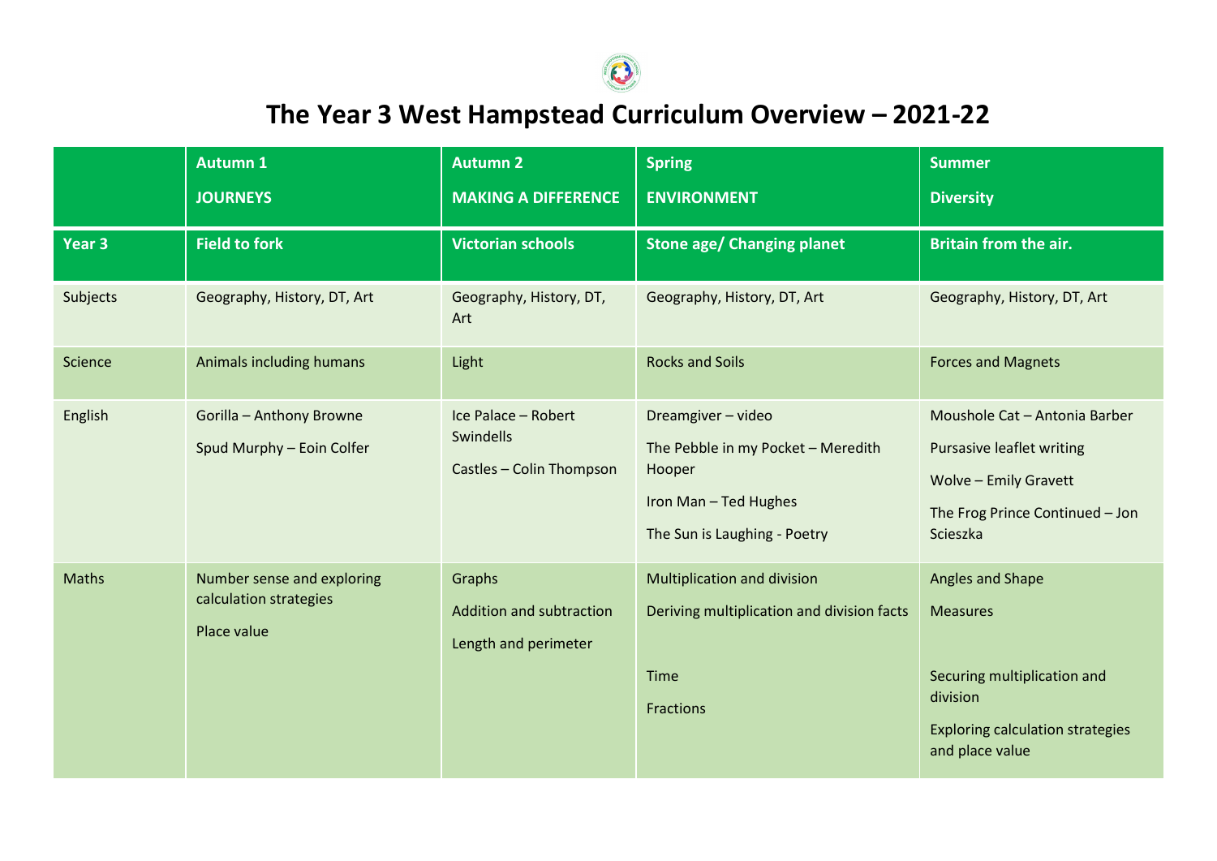# The Year 3 West Hampstead Curriculum Overview – 2021-22

| | Autumn 1<br>JOURNEYS | Autumn 2<br>MAKING A DIFFERENCE | Spring<br>ENVIRONMENT | Summer<br>Diversity |
|---|---|---|---|---|
| **Year 3** | **Field to fork** | **Victorian schools** | **Stone age/ Changing planet** | **Britain from the air.** |
| Subjects | Geography, History, DT, Art | Geography, History, DT, Art | Geography, History, DT, Art | Geography, History, DT, Art |
| Science | Animals including humans | Light | Rocks and Soils | Forces and Magnets |
| English | Gorilla – Anthony Browne<br>Spud Murphy – Eoin Colfer | Ice Palace – Robert Swindells<br>Castles – Colin Thompson | Dreamgiver – video<br>The Pebble in my Pocket – Meredith Hooper<br>Iron Man – Ted Hughes<br>The Sun is Laughing - Poetry | Moushole Cat – Antonia Barber<br>Pursasive leaflet writing<br>Wolve – Emily Gravett<br>The Frog Prince Continued – Jon Scieszka |
| Maths | Number sense and exploring calculation strategies<br>Place value | Graphs<br>Addition and subtraction<br>Length and perimeter | Multiplication and division<br>Deriving multiplication and division facts<br>Time<br>Fractions | Angles and Shape<br>Measures<br>Securing multiplication and division<br>Exploring calculation strategies and place value |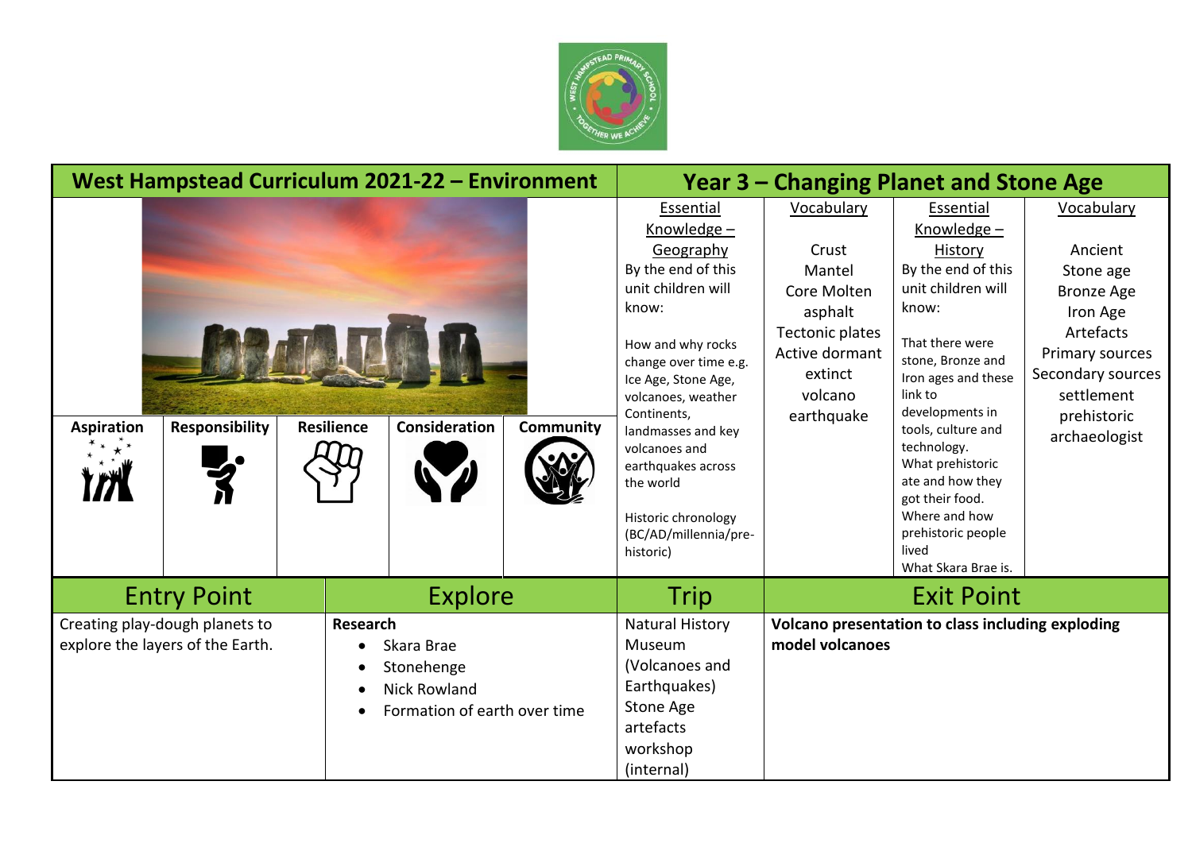## West Hampstead Curriculum 2021-22 – Environment

## Year 3 – Changing Planet and Stone Age

| Aspiration | Responsibility | Resilience | Consideration | Community |
|---|---|---|---|---|

| Essential Knowledge – Geography | Vocabulary | Essential Knowledge – History | Vocabulary |
|---|---|---|---|
| By the end of this unit children will know:<br><br>How and why rocks change over time e.g. Ice Age, Stone Age, volcanoes, weather Continents, landmasses and key volcanoes and earthquakes across the world<br><br>Historic chronology (BC/AD/millennia/pre-historic) | Crust<br>Mantel<br>Core Molten<br>asphalt<br>Tectonic plates<br>Active dormant<br>extinct<br>volcano<br>earthquake | By the end of this unit children will know:<br><br>That there were stone, Bronze and Iron ages and these link to developments in tools, culture and technology.<br>What prehistoric ate and how they got their food.<br>Where and how prehistoric people lived<br>What Skara Brae is. | Ancient<br>Stone age<br>Bronze Age<br>Iron Age<br>Artefacts<br>Primary sources<br>Secondary sources<br>settlement<br>prehistoric<br>archaeologist |

| Entry Point | Explore | Trip | Exit Point |
|---|---|---|---|
| Creating play-dough planets to explore the layers of the Earth. | **Research**<br>• Skara Brae<br>• Stonehenge<br>• Nick Rowland<br>• Formation of earth over time | Natural History Museum (Volcanoes and Earthquakes)<br>Stone Age artefacts workshop (internal) | **Volcano presentation to class including exploding model volcanoes** |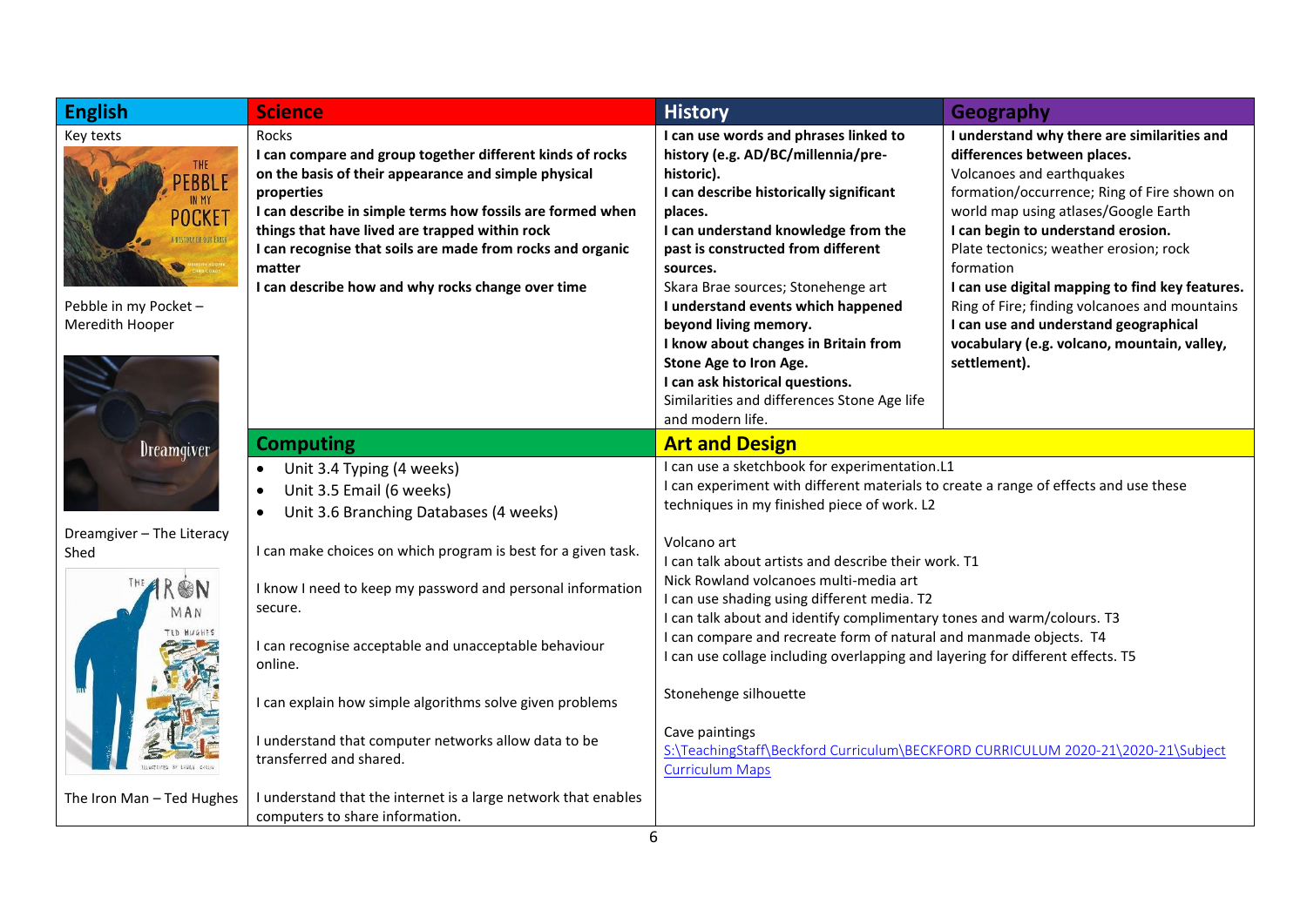| English | Science | History | Geography |
|---|---|---|---|
| Key texts<br><br>Pebble in my Pocket – Meredith Hooper<br><br>Dreamgiver – The Literacy Shed<br><br>The Iron Man – Ted Hughes | Rocks<br>**I can compare and group together different kinds of rocks on the basis of their appearance and simple physical properties**<br>**I can describe in simple terms how fossils are formed when things that have lived are trapped within rock**<br>**I can recognise that soils are made from rocks and organic matter**<br>**I can describe how and why rocks change over time** | **I can use words and phrases linked to history (e.g. AD/BC/millennia/pre-historic).**<br>**I can describe historically significant places.**<br>**I can understand knowledge from the past is constructed from different sources.**<br>Skara Brae sources; Stonehenge art<br>**I understand events which happened beyond living memory.**<br>**I know about changes in Britain from Stone Age to Iron Age.**<br>**I can ask historical questions.**<br>Similarities and differences Stone Age life and modern life. | **I understand why there are similarities and differences between places.**<br>Volcanoes and earthquakes formation/occurrence; Ring of Fire shown on world map using atlases/Google Earth<br>**I can begin to understand erosion.**<br>Plate tectonics; weather erosion; rock formation<br>**I can use digital mapping to find key features.**<br>Ring of Fire; finding volcanoes and mountains<br>**I can use and understand geographical vocabulary (e.g. volcano, mountain, valley, settlement).** |
| | **Computing** | **Art and Design** | |
| | • Unit 3.4 Typing (4 weeks)<br>• Unit 3.5 Email (6 weeks)<br>• Unit 3.6 Branching Databases (4 weeks)<br><br>I can make choices on which program is best for a given task.<br><br>I know I need to keep my password and personal information secure.<br><br>I can recognise acceptable and unacceptable behaviour online.<br><br>I can explain how simple algorithms solve given problems<br><br>I understand that computer networks allow data to be transferred and shared.<br><br>I understand that the internet is a large network that enables computers to share information. | I can use a sketchbook for experimentation.L1<br>I can experiment with different materials to create a range of effects and use these techniques in my finished piece of work. L2<br><br>Volcano art<br>I can talk about artists and describe their work. T1<br>Nick Rowland volcanoes multi-media art<br>I can use shading using different media. T2<br>I can talk about and identify complimentary tones and warm/colours. T3<br>I can compare and recreate form of natural and manmade objects. T4<br>I can use collage including overlapping and layering for different effects. T5<br><br>Stonehenge silhouette<br><br>Cave paintings<br>S:\TeachingStaff\Beckford Curriculum\BECKFORD CURRICULUM 2020-21\2020-21\Subject Curriculum Maps | |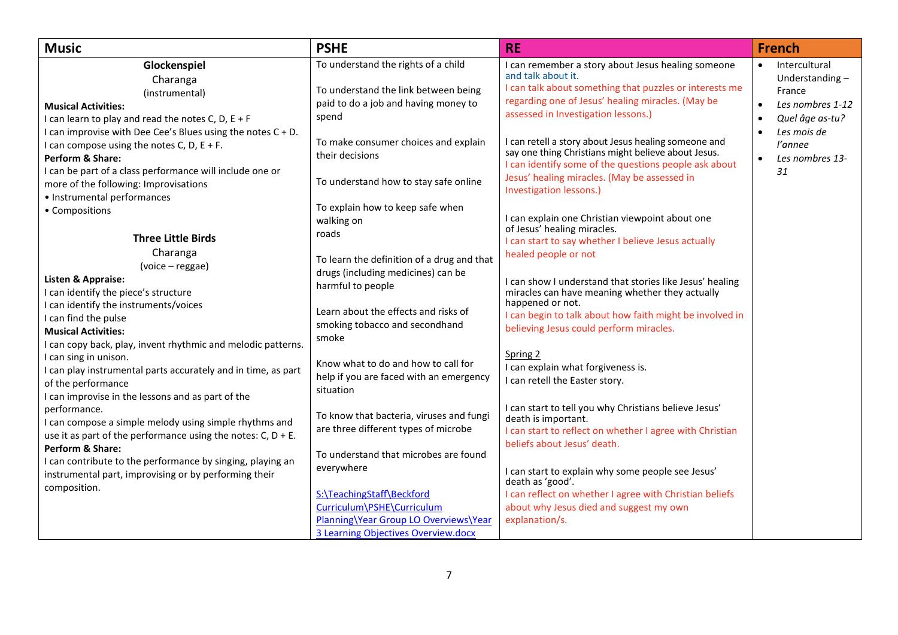| Music | PSHE | RE | French |
|---|---|---|---|
| **Glockenspiel**<br>Charanga<br>(instrumental)<br>**Musical Activities:**<br>I can learn to play and read the notes C, D, E + F<br>I can improvise with Dee Cee's Blues using the notes C + D.<br>I can compose using the notes C, D, E + F.<br>**Perform & Share:**<br>I can be part of a class performance will include one or more of the following: Improvisations<br>• Instrumental performances<br>• Compositions<br><br>**Three Little Birds**<br>Charanga<br>(voice – reggae)<br>**Listen & Appraise:**<br>I can identify the piece's structure<br>I can identify the instruments/voices<br>I can find the pulse<br>**Musical Activities:**<br>I can copy back, play, invent rhythmic and melodic patterns.<br>I can sing in unison.<br>I can play instrumental parts accurately and in time, as part of the performance<br>I can improvise in the lessons and as part of the performance.<br>I can compose a simple melody using simple rhythms and use it as part of the performance using the notes: C, D + E.<br>**Perform & Share:**<br>I can contribute to the performance by singing, playing an instrumental part, improvising or by performing their composition. | To understand the rights of a child<br><br>To understand the link between being paid to do a job and having money to spend<br><br>To make consumer choices and explain their decisions<br><br>To understand how to stay safe online<br><br>To explain how to keep safe when walking on roads<br><br>To learn the definition of a drug and that drugs (including medicines) can be harmful to people<br><br>Learn about the effects and risks of smoking tobacco and secondhand smoke<br><br>Know what to do and how to call for help if you are faced with an emergency situation<br><br>To know that bacteria, viruses and fungi are three different types of microbe<br><br>To understand that microbes are found everywhere<br><br>S:\TeachingStaff\Beckford Curriculum\PSHE\Curriculum Planning\Year Group LO Overviews\Year 3 Learning Objectives Overview.docx | I can remember a story about Jesus healing someone and talk about it.<br>I can talk about something that puzzles or interests me regarding one of Jesus' healing miracles. (May be assessed in Investigation lessons.)<br><br>I can retell a story about Jesus healing someone and say one thing Christians might believe about Jesus.<br>I can identify some of the questions people ask about Jesus' healing miracles. (May be assessed in Investigation lessons.)<br><br>I can explain one Christian viewpoint about one of Jesus' healing miracles.<br>I can start to say whether I believe Jesus actually healed people or not<br><br>I can show I understand that stories like Jesus' healing miracles can have meaning whether they actually happened or not.<br>I can begin to talk about how faith might be involved in believing Jesus could perform miracles.<br><br>Spring 2<br>I can explain what forgiveness is.<br>I can retell the Easter story.<br><br>I can start to tell you why Christians believe Jesus' death is important.<br>I can start to reflect on whether I agree with Christian beliefs about Jesus' death.<br><br>I can start to explain why some people see Jesus' death as 'good'.<br>I can reflect on whether I agree with Christian beliefs about why Jesus died and suggest my own explanation/s. | • Intercultural Understanding – France<br>• *Les nombres 1-12*<br>• *Quel âge as-tu?*<br>• *Les mois de l'annee*<br>• *Les nombres 13-31* |